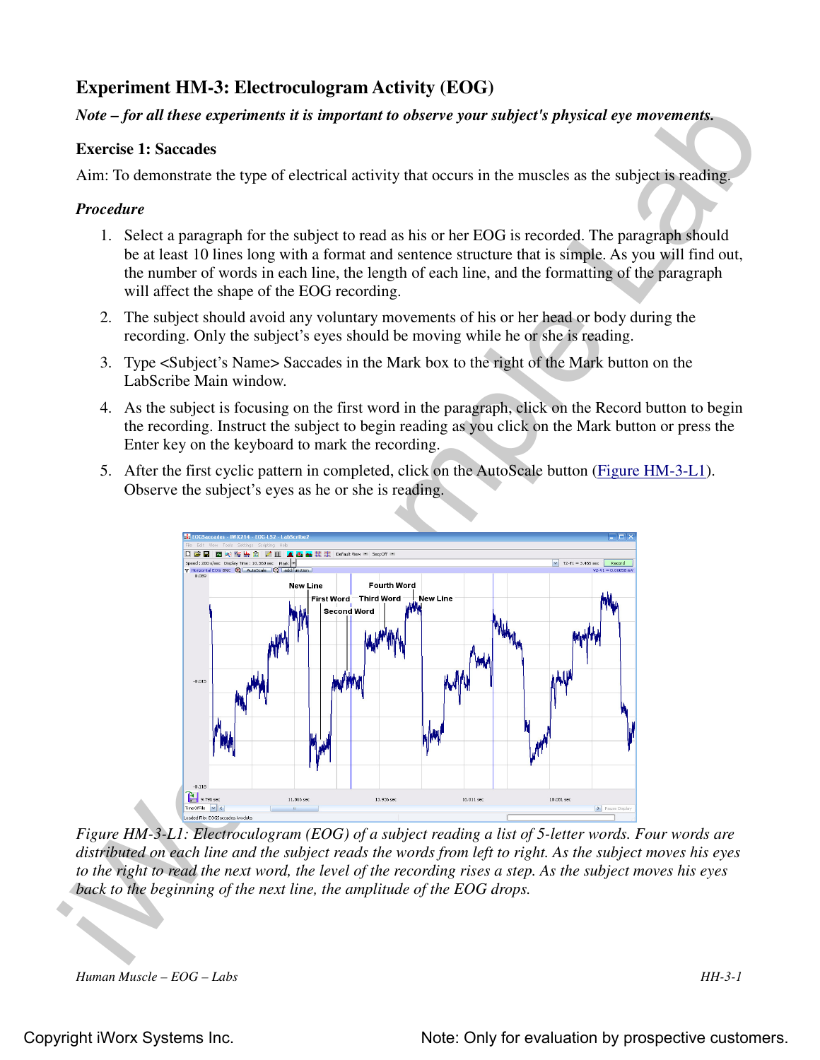## Experiment HM-3: Electroculogram Activity (EOG)

***Note – for all these experiments it is important to observe your subject's physical eye movements.***

### Exercise 1: Saccades

Aim: To demonstrate the type of electrical activity that occurs in the muscles as the subject is reading.

#### *Procedure*

1. Select a paragraph for the subject to read as his or her EOG is recorded. The paragraph should be at least 10 lines long with a format and sentence structure that is simple. As you will find out, the number of words in each line, the length of each line, and the formatting of the paragraph will affect the shape of the EOG recording.
2. The subject should avoid any voluntary movements of his or her head or body during the recording. Only the subject's eyes should be moving while he or she is reading.
3. Type <Subject's Name> Saccades in the Mark box to the right of the Mark button on the LabScribe Main window.
4. As the subject is focusing on the first word in the paragraph, click on the Record button to begin the recording. Instruct the subject to begin reading as you click on the Mark button or press the Enter key on the keyboard to mark the recording.
5. After the first cyclic pattern in completed, click on the AutoScale button (Figure HM-3-L1). Observe the subject's eyes as he or she is reading.

*Figure HM-3-L1: Electroculogram (EOG) of a subject reading a list of 5-letter words. Four words are distributed on each line and the subject reads the words from left to right. As the subject moves his eyes to the right to read the next word, the level of the recording rises a step. As the subject moves his eyes back to the beginning of the next line, the amplitude of the EOG drops.*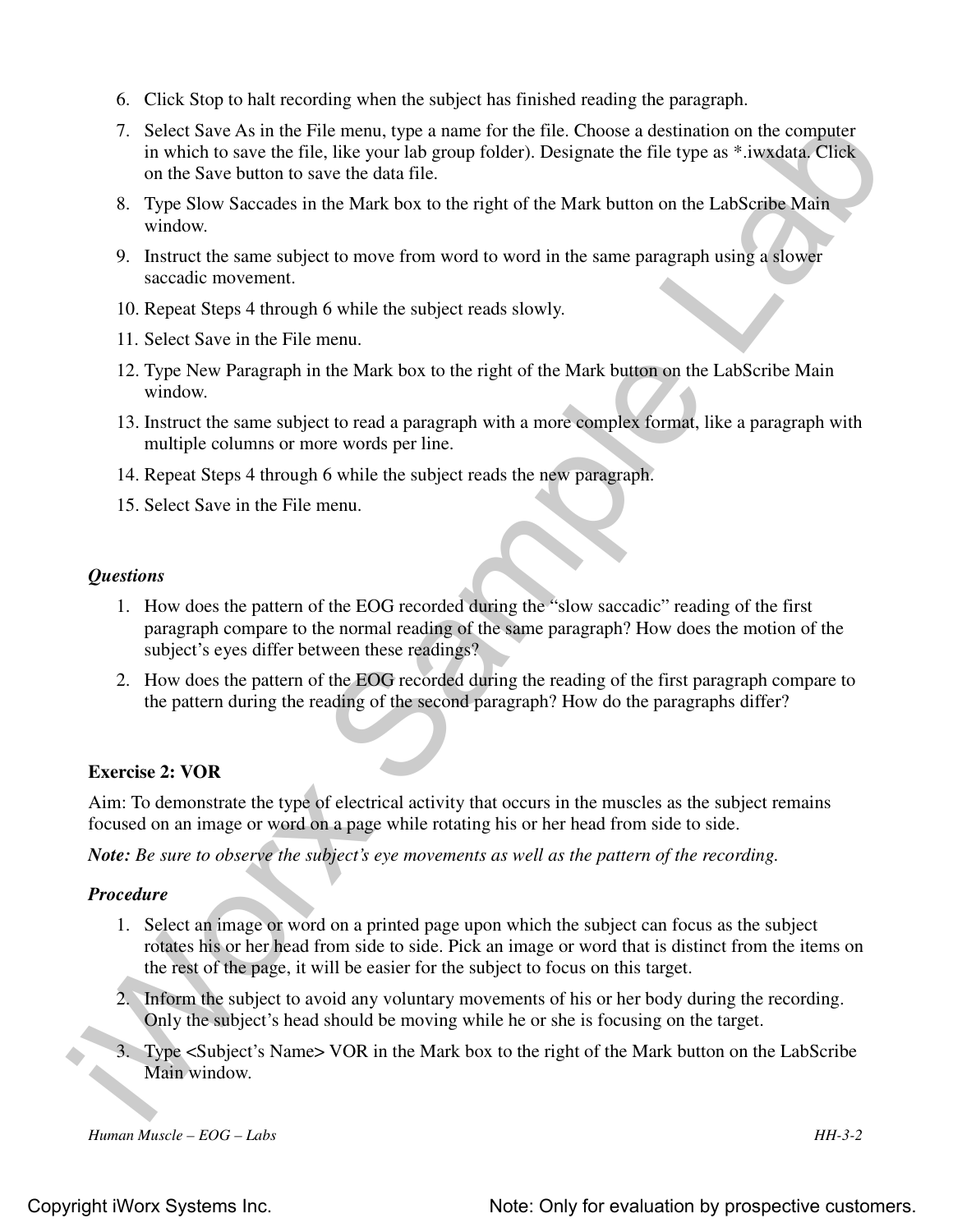6. Click Stop to halt recording when the subject has finished reading the paragraph.
7. Select Save As in the File menu, type a name for the file. Choose a destination on the computer in which to save the file, like your lab group folder). Designate the file type as *.iwxdata. Click on the Save button to save the data file.
8. Type Slow Saccades in the Mark box to the right of the Mark button on the LabScribe Main window.
9. Instruct the same subject to move from word to word in the same paragraph using a slower saccadic movement.
10. Repeat Steps 4 through 6 while the subject reads slowly.
11. Select Save in the File menu.
12. Type New Paragraph in the Mark box to the right of the Mark button on the LabScribe Main window.
13. Instruct the same subject to read a paragraph with a more complex format, like a paragraph with multiple columns or more words per line.
14. Repeat Steps 4 through 6 while the subject reads the new paragraph.
15. Select Save in the File menu.

### *Questions*

1. How does the pattern of the EOG recorded during the "slow saccadic" reading of the first paragraph compare to the normal reading of the same paragraph? How does the motion of the subject's eyes differ between these readings?
2. How does the pattern of the EOG recorded during the reading of the first paragraph compare to the pattern during the reading of the second paragraph? How do the paragraphs differ?

## Exercise 2: VOR

Aim: To demonstrate the type of electrical activity that occurs in the muscles as the subject remains focused on an image or word on a page while rotating his or her head from side to side.

***Note:*** *Be sure to observe the subject's eye movements as well as the pattern of the recording.*

### *Procedure*

1. Select an image or word on a printed page upon which the subject can focus as the subject rotates his or her head from side to side. Pick an image or word that is distinct from the items on the rest of the page, it will be easier for the subject to focus on this target.
2. Inform the subject to avoid any voluntary movements of his or her body during the recording. Only the subject's head should be moving while he or she is focusing on the target.
3. Type <Subject's Name> VOR in the Mark box to the right of the Mark button on the LabScribe Main window.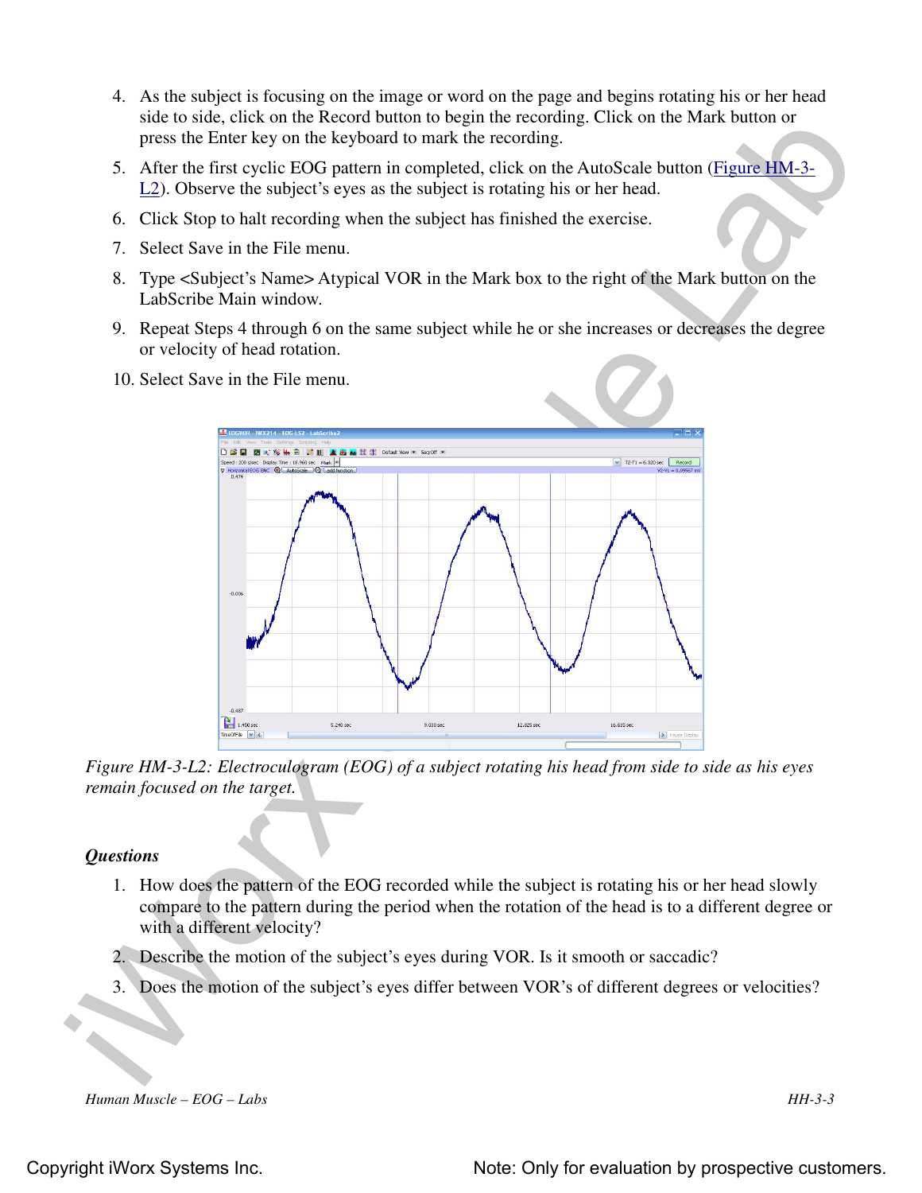4. As the subject is focusing on the image or word on the page and begins rotating his or her head side to side, click on the Record button to begin the recording. Click on the Mark button or press the Enter key on the keyboard to mark the recording.
5. After the first cyclic EOG pattern in completed, click on the AutoScale button (Figure HM-3-L2). Observe the subject's eyes as the subject is rotating his or her head.
6. Click Stop to halt recording when the subject has finished the exercise.
7. Select Save in the File menu.
8. Type <Subject's Name> Atypical VOR in the Mark box to the right of the Mark button on the LabScribe Main window.
9. Repeat Steps 4 through 6 on the same subject while he or she increases or decreases the degree or velocity of head rotation.
10. Select Save in the File menu.

*Figure HM-3-L2: Electroculogram (EOG) of a subject rotating his head from side to side as his eyes remain focused on the target.*

***Questions***

1. How does the pattern of the EOG recorded while the subject is rotating his or her head slowly compare to the pattern during the period when the rotation of the head is to a different degree or with a different velocity?
2. Describe the motion of the subject's eyes during VOR. Is it smooth or saccadic?
3. Does the motion of the subject's eyes differ between VOR's of different degrees or velocities?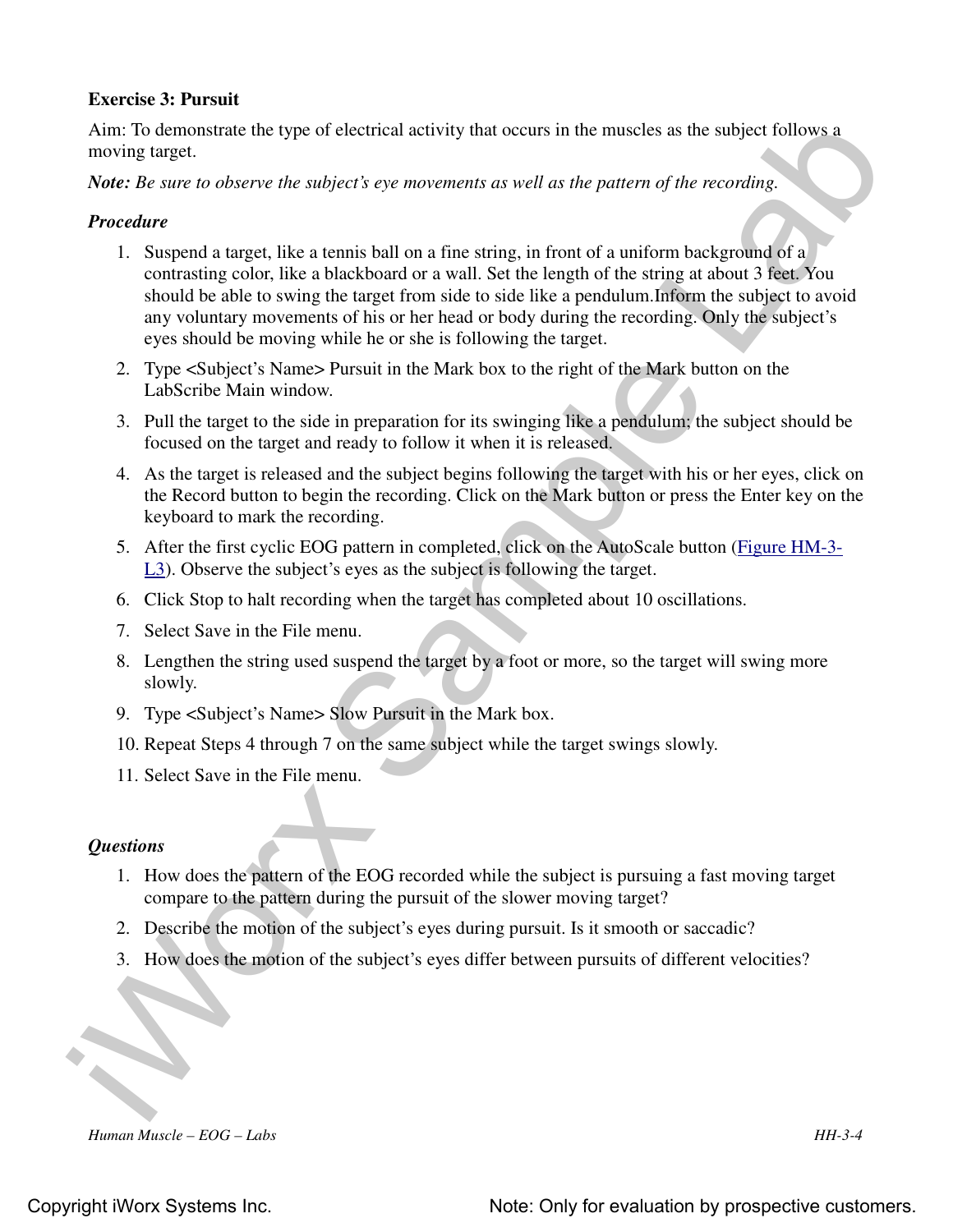**Exercise 3: Pursuit**

Aim: To demonstrate the type of electrical activity that occurs in the muscles as the subject follows a moving target.

***Note:*** *Be sure to observe the subject's eye movements as well as the pattern of the recording.*

***Procedure***

1. Suspend a target, like a tennis ball on a fine string, in front of a uniform background of a contrasting color, like a blackboard or a wall. Set the length of the string at about 3 feet. You should be able to swing the target from side to side like a pendulum.Inform the subject to avoid any voluntary movements of his or her head or body during the recording. Only the subject's eyes should be moving while he or she is following the target.
2. Type <Subject's Name> Pursuit in the Mark box to the right of the Mark button on the LabScribe Main window.
3. Pull the target to the side in preparation for its swinging like a pendulum; the subject should be focused on the target and ready to follow it when it is released.
4. As the target is released and the subject begins following the target with his or her eyes, click on the Record button to begin the recording. Click on the Mark button or press the Enter key on the keyboard to mark the recording.
5. After the first cyclic EOG pattern in completed, click on the AutoScale button (Figure HM-3-L3). Observe the subject's eyes as the subject is following the target.
6. Click Stop to halt recording when the target has completed about 10 oscillations.
7. Select Save in the File menu.
8. Lengthen the string used suspend the target by a foot or more, so the target will swing more slowly.
9. Type <Subject's Name> Slow Pursuit in the Mark box.
10. Repeat Steps 4 through 7 on the same subject while the target swings slowly.
11. Select Save in the File menu.

***Questions***

1. How does the pattern of the EOG recorded while the subject is pursuing a fast moving target compare to the pattern during the pursuit of the slower moving target?
2. Describe the motion of the subject's eyes during pursuit. Is it smooth or saccadic?
3. How does the motion of the subject's eyes differ between pursuits of different velocities?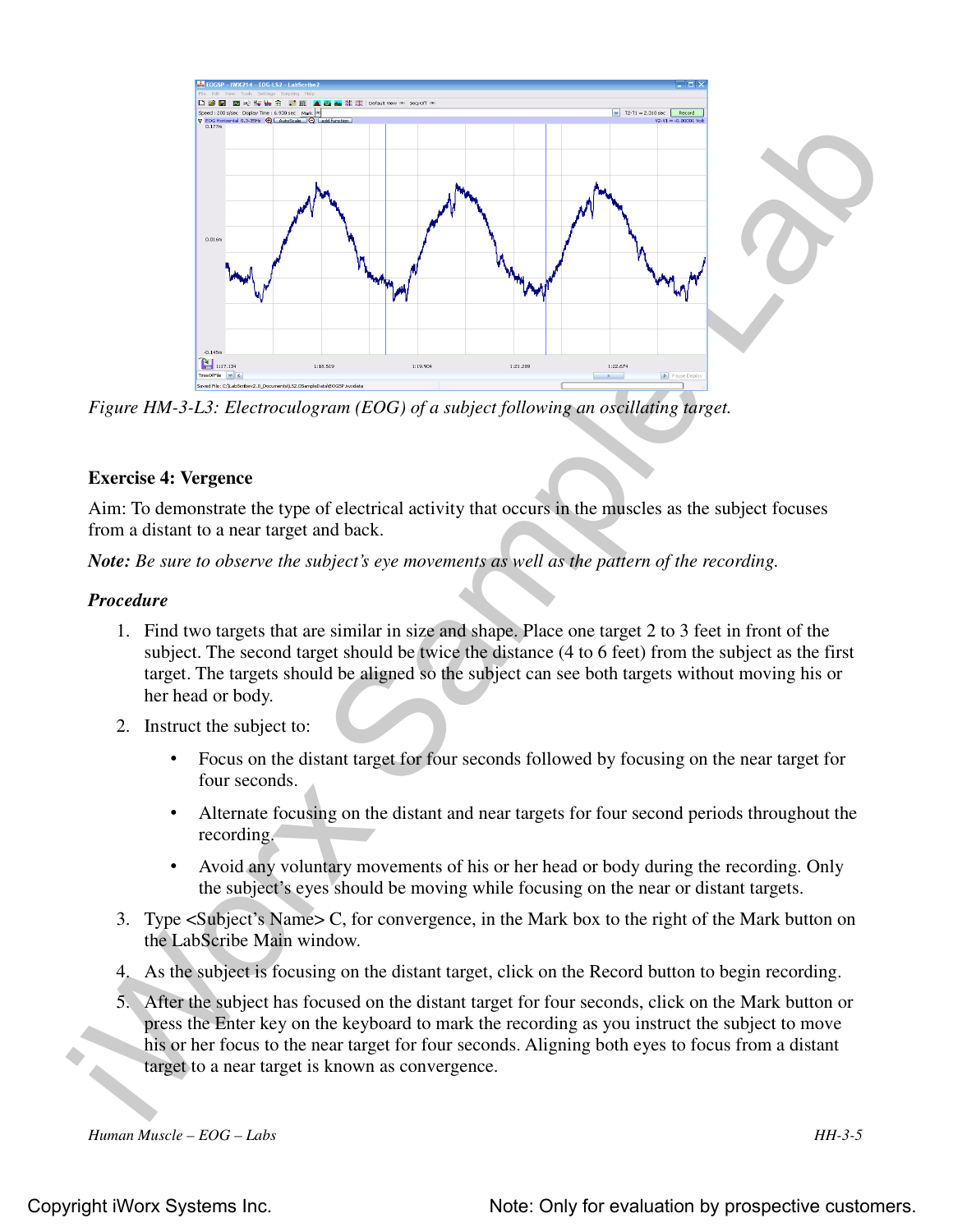*Figure HM-3-L3: Electroculogram (EOG) of a subject following an oscillating target.*

**Exercise 4: Vergence**

Aim: To demonstrate the type of electrical activity that occurs in the muscles as the subject focuses from a distant to a near target and back.

***Note:*** *Be sure to observe the subject's eye movements as well as the pattern of the recording.*

***Procedure***

1. Find two targets that are similar in size and shape. Place one target 2 to 3 feet in front of the subject. The second target should be twice the distance (4 to 6 feet) from the subject as the first target. The targets should be aligned so the subject can see both targets without moving his or her head or body.
2. Instruct the subject to:
   - Focus on the distant target for four seconds followed by focusing on the near target for four seconds.
   - Alternate focusing on the distant and near targets for four second periods throughout the recording.
   - Avoid any voluntary movements of his or her head or body during the recording. Only the subject's eyes should be moving while focusing on the near or distant targets.
3. Type <Subject's Name> C, for convergence, in the Mark box to the right of the Mark button on the LabScribe Main window.
4. As the subject is focusing on the distant target, click on the Record button to begin recording.
5. After the subject has focused on the distant target for four seconds, click on the Mark button or press the Enter key on the keyboard to mark the recording as you instruct the subject to move his or her focus to the near target for four seconds. Aligning both eyes to focus from a distant target to a near target is known as convergence.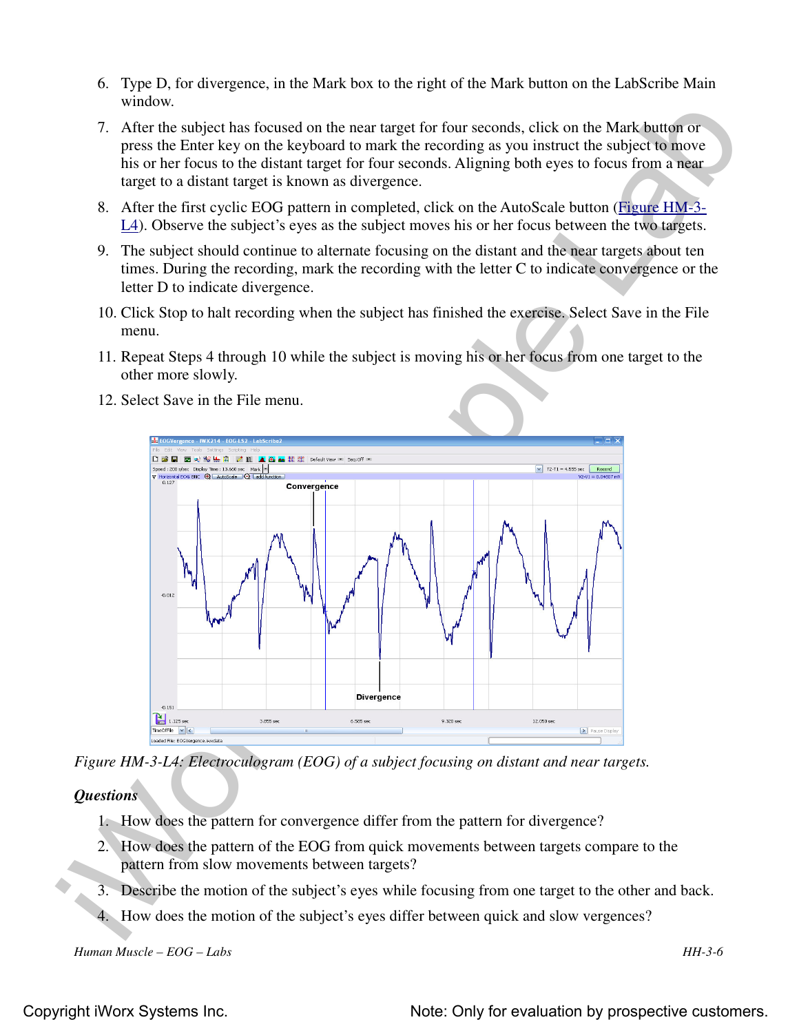6. Type D, for divergence, in the Mark box to the right of the Mark button on the LabScribe Main window.

7. After the subject has focused on the near target for four seconds, click on the Mark button or press the Enter key on the keyboard to mark the recording as you instruct the subject to move his or her focus to the distant target for four seconds. Aligning both eyes to focus from a near target to a distant target is known as divergence.

8. After the first cyclic EOG pattern in completed, click on the AutoScale button (Figure HM-3-L4). Observe the subject's eyes as the subject moves his or her focus between the two targets.

9. The subject should continue to alternate focusing on the distant and the near targets about ten times. During the recording, mark the recording with the letter C to indicate convergence or the letter D to indicate divergence.

10. Click Stop to halt recording when the subject has finished the exercise. Select Save in the File menu.

11. Repeat Steps 4 through 10 while the subject is moving his or her focus from one target to the other more slowly.

12. Select Save in the File menu.

Convergence

Divergence

*Figure HM-3-L4: Electroculogram (EOG) of a subject focusing on distant and near targets.*

***Questions***

1. How does the pattern for convergence differ from the pattern for divergence?

2. How does the pattern of the EOG from quick movements between targets compare to the pattern from slow movements between targets?

3. Describe the motion of the subject's eyes while focusing from one target to the other and back.

4. How does the motion of the subject's eyes differ between quick and slow vergences?